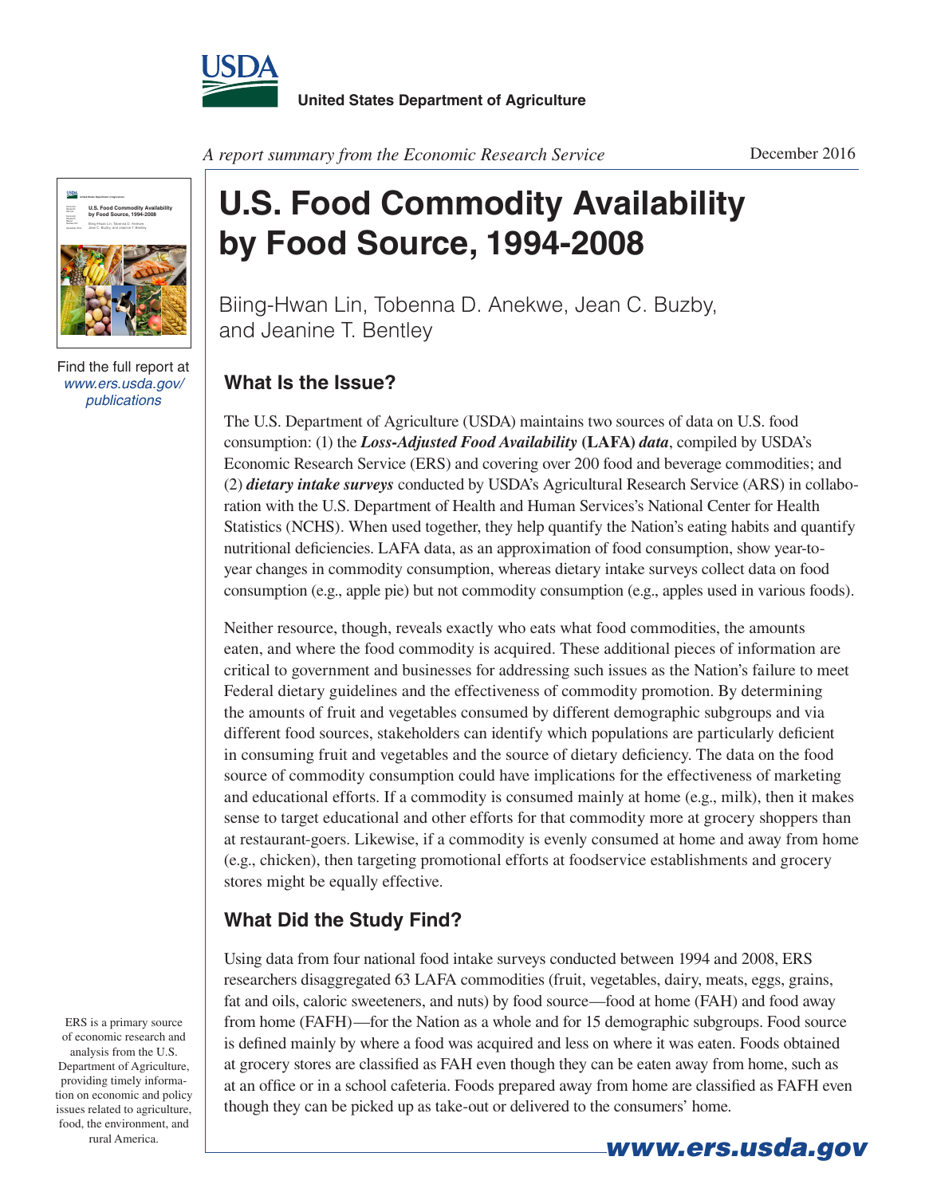United States Department of Agriculture

*A report summary from the Economic Research Service*

December 2016

Find the full report at *www.ers.usda.gov/publications*

# U.S. Food Commodity Availability by Food Source, 1994-2008

Biing-Hwan Lin, Tobenna D. Anekwe, Jean C. Buzby, and Jeanine T. Bentley

## What Is the Issue?

The U.S. Department of Agriculture (USDA) maintains two sources of data on U.S. food consumption: (1) the ***Loss-Adjusted Food Availability* (LAFA) *data***, compiled by USDA's Economic Research Service (ERS) and covering over 200 food and beverage commodities; and (2) ***dietary intake surveys*** conducted by USDA's Agricultural Research Service (ARS) in collaboration with the U.S. Department of Health and Human Services's National Center for Health Statistics (NCHS). When used together, they help quantify the Nation's eating habits and quantify nutritional deficiencies. LAFA data, as an approximation of food consumption, show year-to-year changes in commodity consumption, whereas dietary intake surveys collect data on food consumption (e.g., apple pie) but not commodity consumption (e.g., apples used in various foods).

Neither resource, though, reveals exactly who eats what food commodities, the amounts eaten, and where the food commodity is acquired. These additional pieces of information are critical to government and businesses for addressing such issues as the Nation's failure to meet Federal dietary guidelines and the effectiveness of commodity promotion. By determining the amounts of fruit and vegetables consumed by different demographic subgroups and via different food sources, stakeholders can identify which populations are particularly deficient in consuming fruit and vegetables and the source of dietary deficiency. The data on the food source of commodity consumption could have implications for the effectiveness of marketing and educational efforts. If a commodity is consumed mainly at home (e.g., milk), then it makes sense to target educational and other efforts for that commodity more at grocery shoppers than at restaurant-goers. Likewise, if a commodity is evenly consumed at home and away from home (e.g., chicken), then targeting promotional efforts at foodservice establishments and grocery stores might be equally effective.

## What Did the Study Find?

Using data from four national food intake surveys conducted between 1994 and 2008, ERS researchers disaggregated 63 LAFA commodities (fruit, vegetables, dairy, meats, eggs, grains, fat and oils, caloric sweeteners, and nuts) by food source—food at home (FAH) and food away from home (FAFH)—for the Nation as a whole and for 15 demographic subgroups. Food source is defined mainly by where a food was acquired and less on where it was eaten. Foods obtained at grocery stores are classified as FAH even though they can be eaten away from home, such as at an office or in a school cafeteria. Foods prepared away from home are classified as FAFH even though they can be picked up as take-out or delivered to the consumers' home.

ERS is a primary source of economic research and analysis from the U.S. Department of Agriculture, providing timely information on economic and policy issues related to agriculture, food, the environment, and rural America.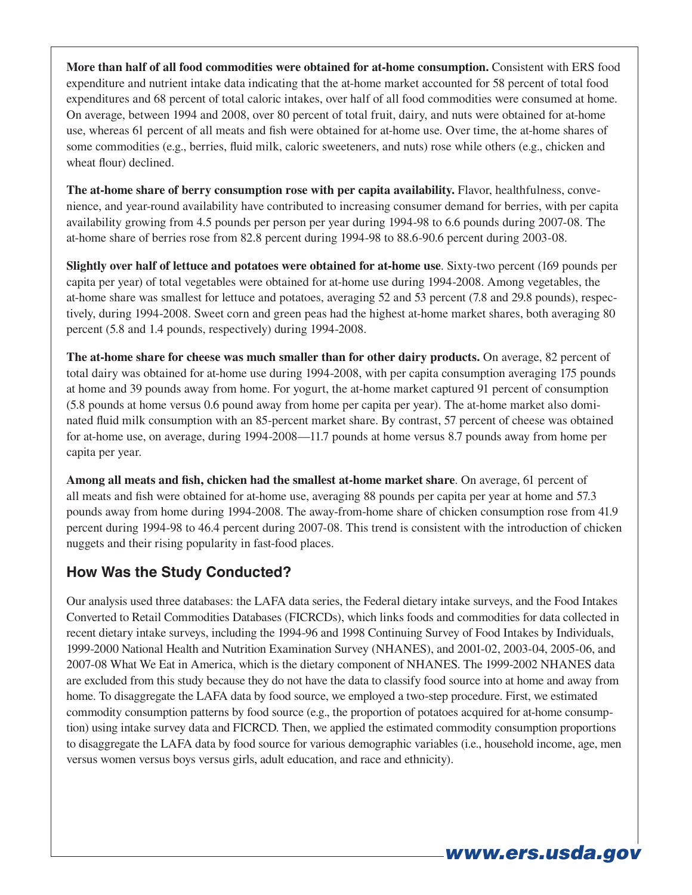**More than half of all food commodities were obtained for at-home consumption.** Consistent with ERS food expenditure and nutrient intake data indicating that the at-home market accounted for 58 percent of total food expenditures and 68 percent of total caloric intakes, over half of all food commodities were consumed at home. On average, between 1994 and 2008, over 80 percent of total fruit, dairy, and nuts were obtained for at-home use, whereas 61 percent of all meats and fish were obtained for at-home use. Over time, the at-home shares of some commodities (e.g., berries, fluid milk, caloric sweeteners, and nuts) rose while others (e.g., chicken and wheat flour) declined.

**The at-home share of berry consumption rose with per capita availability.** Flavor, healthfulness, convenience, and year-round availability have contributed to increasing consumer demand for berries, with per capita availability growing from 4.5 pounds per person per year during 1994-98 to 6.6 pounds during 2007-08. The at-home share of berries rose from 82.8 percent during 1994-98 to 88.6-90.6 percent during 2003-08.

**Slightly over half of lettuce and potatoes were obtained for at-home use**. Sixty-two percent (169 pounds per capita per year) of total vegetables were obtained for at-home use during 1994-2008. Among vegetables, the at-home share was smallest for lettuce and potatoes, averaging 52 and 53 percent (7.8 and 29.8 pounds), respectively, during 1994-2008. Sweet corn and green peas had the highest at-home market shares, both averaging 80 percent (5.8 and 1.4 pounds, respectively) during 1994-2008.

**The at-home share for cheese was much smaller than for other dairy products.** On average, 82 percent of total dairy was obtained for at-home use during 1994-2008, with per capita consumption averaging 175 pounds at home and 39 pounds away from home. For yogurt, the at-home market captured 91 percent of consumption (5.8 pounds at home versus 0.6 pound away from home per capita per year). The at-home market also dominated fluid milk consumption with an 85-percent market share. By contrast, 57 percent of cheese was obtained for at-home use, on average, during 1994-2008—11.7 pounds at home versus 8.7 pounds away from home per capita per year.

**Among all meats and fish, chicken had the smallest at-home market share**. On average, 61 percent of all meats and fish were obtained for at-home use, averaging 88 pounds per capita per year at home and 57.3 pounds away from home during 1994-2008. The away-from-home share of chicken consumption rose from 41.9 percent during 1994-98 to 46.4 percent during 2007-08. This trend is consistent with the introduction of chicken nuggets and their rising popularity in fast-food places.

## How Was the Study Conducted?

Our analysis used three databases: the LAFA data series, the Federal dietary intake surveys, and the Food Intakes Converted to Retail Commodities Databases (FICRCDs), which links foods and commodities for data collected in recent dietary intake surveys, including the 1994-96 and 1998 Continuing Survey of Food Intakes by Individuals, 1999-2000 National Health and Nutrition Examination Survey (NHANES), and 2001-02, 2003-04, 2005-06, and 2007-08 What We Eat in America, which is the dietary component of NHANES. The 1999-2002 NHANES data are excluded from this study because they do not have the data to classify food source into at home and away from home. To disaggregate the LAFA data by food source, we employed a two-step procedure. First, we estimated commodity consumption patterns by food source (e.g., the proportion of potatoes acquired for at-home consumption) using intake survey data and FICRCD. Then, we applied the estimated commodity consumption proportions to disaggregate the LAFA data by food source for various demographic variables (i.e., household income, age, men versus women versus boys versus girls, adult education, and race and ethnicity).

www.ers.usda.gov